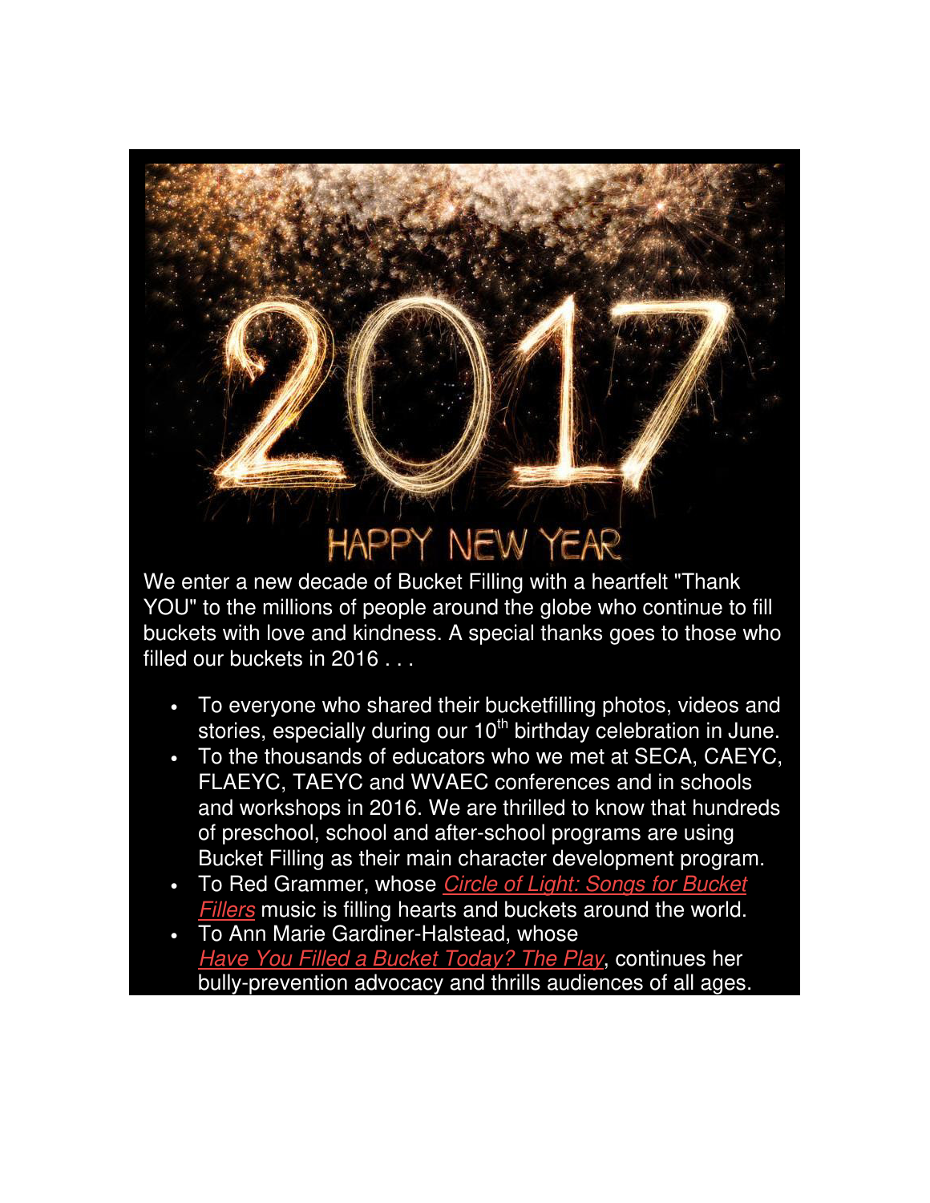# HAPPY NEW YEAR

We enter a new decade of Bucket Filling with a heartfelt "Thank YOU" to the millions of people around the globe who continue to fill buckets with love and kindness. A special thanks goes to those who filled our buckets in 2016 . . .

- To everyone who shared their bucketfilling photos, videos and stories, especially during our 10th birthday celebration in June.
- To the thousands of educators who we met at SECA, CAEYC, FLAEYC, TAEYC and WVAEC conferences and in schools and workshops in 2016. We are thrilled to know that hundreds of preschool, school and after-school programs are using Bucket Filling as their main character development program.
- To Red Grammer, whose *Circle of Light: Songs for Bucket Fillers* music is filling hearts and buckets around the world.
- To Ann Marie Gardiner-Halstead, whose *Have You Filled a Bucket Today? The Play*, continues her bully-prevention advocacy and thrills audiences of all ages.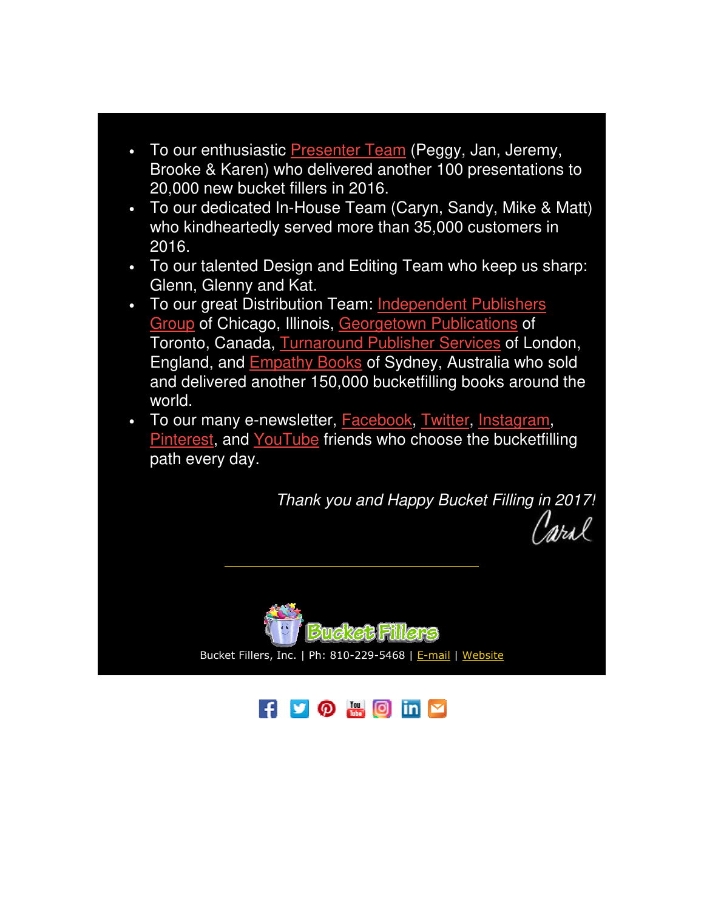- To our enthusiastic Presenter Team (Peggy, Jan, Jeremy, Brooke & Karen) who delivered another 100 presentations to 20,000 new bucket fillers in 2016.
- To our dedicated In-House Team (Caryn, Sandy, Mike & Matt) who kindheartedly served more than 35,000 customers in 2016.
- To our talented Design and Editing Team who keep us sharp: Glenn, Glenny and Kat.
- To our great Distribution Team: Independent Publishers Group of Chicago, Illinois, Georgetown Publications of Toronto, Canada, Turnaround Publisher Services of London, England, and Empathy Books of Sydney, Australia who sold and delivered another 150,000 bucketfilling books around the world.
- To our many e-newsletter, Facebook, Twitter, Instagram, Pinterest, and YouTube friends who choose the bucketfilling path every day.

*Thank you and Happy Bucket Filling in 2017!*

Carol

---

Bucket Fillers

Bucket Fillers, Inc. | Ph: 810-229-5468 | E-mail | Website